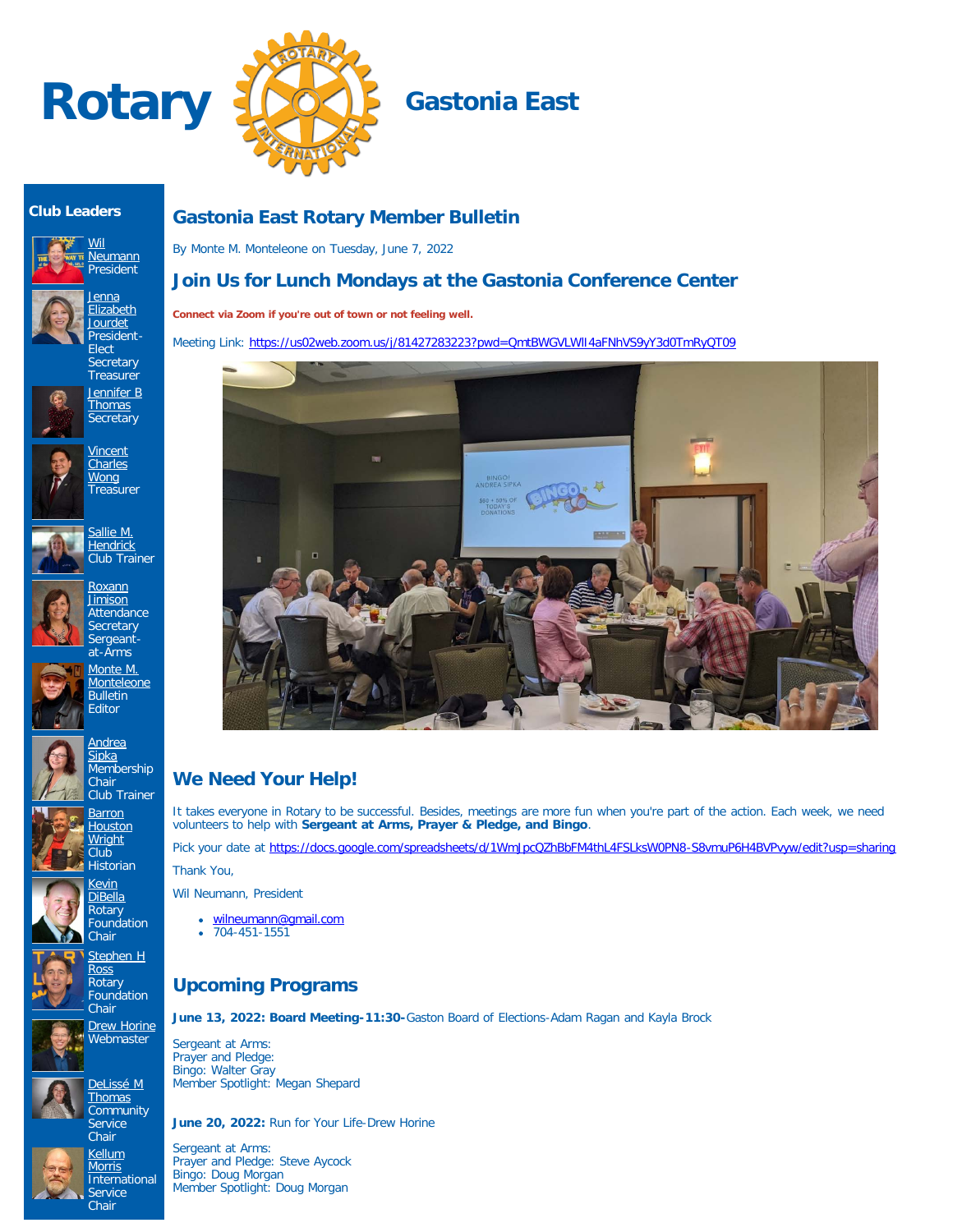# Rotary Gastonia East

## Club Leaders

Wil Neumann
President

Jenna Elizabeth Jourdet
President-Elect
Secretary
Treasurer

Jennifer B Thomas
Secretary

Vincent Charles Wong
Treasurer

Sallie M. Hendrick
Club Trainer

Roxann Jimison
Attendance Secretary
Sergeant-at-Arms

Monte M. Monteleone
Bulletin Editor

Andrea Sipka
Membership Chair
Club Trainer

Barron Houston Wright
Club Historian

Kevin DiBella
Rotary Foundation Chair

Stephen H Ross
Rotary Foundation Chair

Drew Horine
Webmaster

DeLissé M Thomas
Community Service Chair

Kellum Morris
International Service Chair

## Gastonia East Rotary Member Bulletin

By Monte M. Monteleone on Tuesday, June 7, 2022

## Join Us for Lunch Mondays at the Gastonia Conference Center

**Connect via Zoom if you're out of town or not feeling well.**

Meeting Link: https://us02web.zoom.us/j/81427283223?pwd=QmtBWGVLWlI4aFNhVS9yY3d0TmRyQT09

## We Need Your Help!

It takes everyone in Rotary to be successful. Besides, meetings are more fun when you're part of the action. Each week, we need volunteers to help with **Sergeant at Arms, Prayer & Pledge, and Bingo**.

Pick your date at https://docs.google.com/spreadsheets/d/1WmJpcQZhBbFM4thL4FSLksW0PN8-S8vmuP6H4BVPvyw/edit?usp=sharing

Thank You,

Wil Neumann, President

- wilneumann@gmail.com
- 704-451-1551

## Upcoming Programs

**June 13, 2022: Board Meeting-11:30-**Gaston Board of Elections-Adam Ragan and Kayla Brock

Sergeant at Arms:
Prayer and Pledge:
Bingo: Walter Gray
Member Spotlight: Megan Shepard

**June 20, 2022:** Run for Your Life-Drew Horine

Sergeant at Arms:
Prayer and Pledge: Steve Aycock
Bingo: Doug Morgan
Member Spotlight: Doug Morgan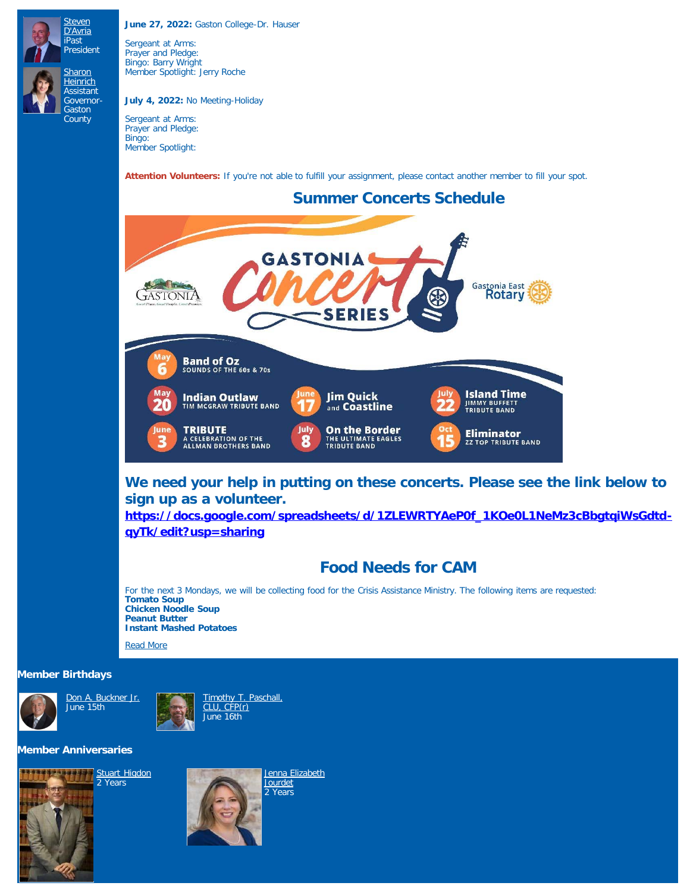[Steven D'Avria](#)
iPast President

[Sharon Heinrich](#)
Assistant Governor-Gaston County

**June 27, 2022:** Gaston College-Dr. Hauser

Sergeant at Arms:
Prayer and Pledge:
Bingo: Barry Wright
Member Spotlight: Jerry Roche

**July 4, 2022:** No Meeting-Holiday

Sergeant at Arms:
Prayer and Pledge:
Bingo:
Member Spotlight:

**Attention Volunteers:** If you're not able to fulfill your assignment, please contact another member to fill your spot.

## Summer Concerts Schedule

GASTONIA
Concert
SERIES

GASTONIA
Great Place. Great People. Great Promise.

Gastonia East Rotary

May 6 — Band of Oz — SOUNDS OF THE 60s & 70s

May 20 — Indian Outlaw — TIM MCGRAW TRIBUTE BAND

June 3 — TRIBUTE — A CELEBRATION OF THE ALLMAN BROTHERS BAND

June 17 — Jim Quick and Coastline

July 8 — On the Border — THE ULTIMATE EAGLES TRIBUTE BAND

July 22 — Island Time — JIMMY BUFFETT TRIBUTE BAND

Oct 15 — Eliminator — ZZ TOP TRIBUTE BAND

### We need your help in putting on these concerts. Please see the link below to sign up as a volunteer.

[https://docs.google.com/spreadsheets/d/1ZLEWRTYAeP0f_1KOe0L1NeMz3cBbgtqiWsGdtd-qyTk/edit?usp=sharing](https://docs.google.com/spreadsheets/d/1ZLEWRTYAeP0f_1KOe0L1NeMz3cBbgtqiWsGdtd-qyTk/edit?usp=sharing)

## Food Needs for CAM

For the next 3 Mondays, we will be collecting food for the Crisis Assistance Ministry. The following items are requested:
**Tomato Soup**
**Chicken Noodle Soup**
**Peanut Butter**
**Instant Mashed Potatoes**

[Read More](#)

### Member Birthdays

[Don A. Buckner Jr.](#)
June 15th

[Timothy T. Paschall, CLU, CFP(r)](#)
June 16th

### Member Anniversaries

[Stuart Higdon](#)
2 Years

[Jenna Elizabeth Jourdet](#)
2 Years